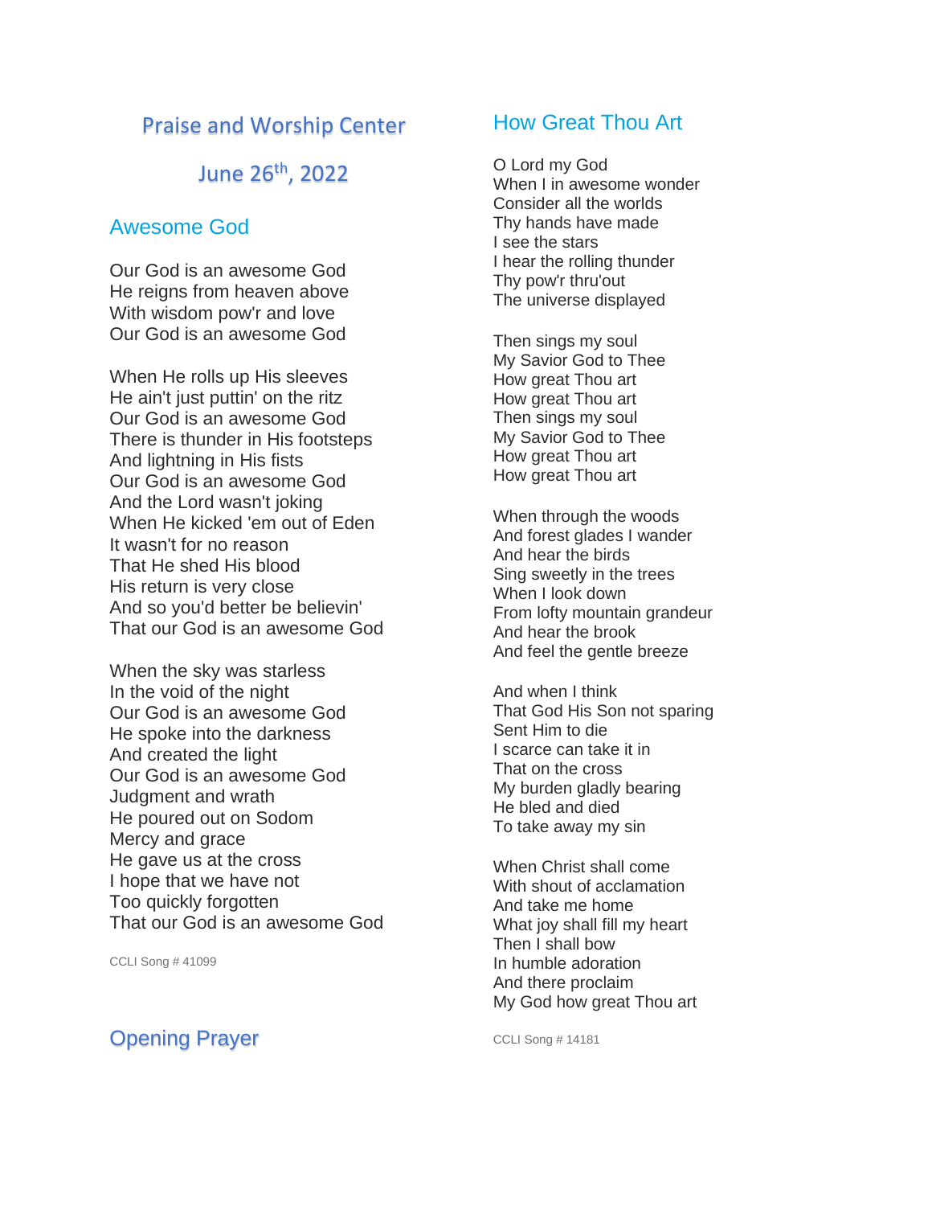# Praise and Worship Center

## June 26th, 2022

## Awesome God

Our God is an awesome God
He reigns from heaven above
With wisdom pow'r and love
Our God is an awesome God

When He rolls up His sleeves
He ain't just puttin' on the ritz
Our God is an awesome God
There is thunder in His footsteps
And lightning in His fists
Our God is an awesome God
And the Lord wasn't joking
When He kicked 'em out of Eden
It wasn't for no reason
That He shed His blood
His return is very close
And so you'd better be believin'
That our God is an awesome God

When the sky was starless
In the void of the night
Our God is an awesome God
He spoke into the darkness
And created the light
Our God is an awesome God
Judgment and wrath
He poured out on Sodom
Mercy and grace
He gave us at the cross
I hope that we have not
Too quickly forgotten
That our God is an awesome God

CCLI Song # 41099

## Opening Prayer

## How Great Thou Art

O Lord my God
When I in awesome wonder
Consider all the worlds
Thy hands have made
I see the stars
I hear the rolling thunder
Thy pow'r thru'out
The universe displayed

Then sings my soul
My Savior God to Thee
How great Thou art
How great Thou art
Then sings my soul
My Savior God to Thee
How great Thou art
How great Thou art

When through the woods
And forest glades I wander
And hear the birds
Sing sweetly in the trees
When I look down
From lofty mountain grandeur
And hear the brook
And feel the gentle breeze

And when I think
That God His Son not sparing
Sent Him to die
I scarce can take it in
That on the cross
My burden gladly bearing
He bled and died
To take away my sin

When Christ shall come
With shout of acclamation
And take me home
What joy shall fill my heart
Then I shall bow
In humble adoration
And there proclaim
My God how great Thou art

CCLI Song # 14181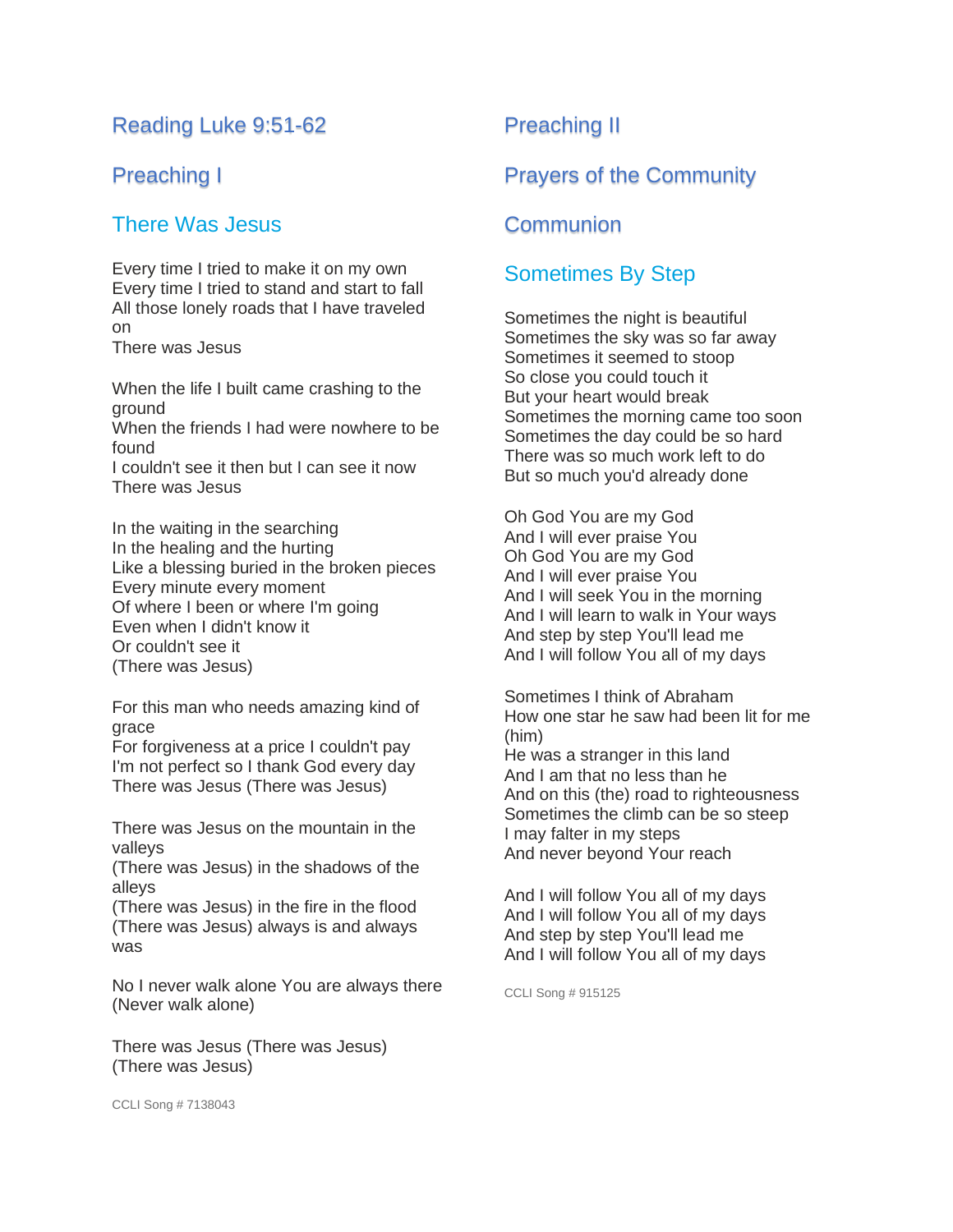## Reading Luke 9:51-62

## Preaching I

## There Was Jesus

Every time I tried to make it on my own
Every time I tried to stand and start to fall
All those lonely roads that I have traveled on
There was Jesus

When the life I built came crashing to the ground
When the friends I had were nowhere to be found
I couldn't see it then but I can see it now
There was Jesus

In the waiting in the searching
In the healing and the hurting
Like a blessing buried in the broken pieces
Every minute every moment
Of where I been or where I'm going
Even when I didn't know it
Or couldn't see it
(There was Jesus)

For this man who needs amazing kind of grace
For forgiveness at a price I couldn't pay
I'm not perfect so I thank God every day
There was Jesus (There was Jesus)

There was Jesus on the mountain in the valleys
(There was Jesus) in the shadows of the alleys
(There was Jesus) in the fire in the flood
(There was Jesus) always is and always was

No I never walk alone You are always there
(Never walk alone)

There was Jesus (There was Jesus)
(There was Jesus)

CCLI Song # 7138043

## Preaching II

## Prayers of the Community

## Communion

## Sometimes By Step

Sometimes the night is beautiful
Sometimes the sky was so far away
Sometimes it seemed to stoop
So close you could touch it
But your heart would break
Sometimes the morning came too soon
Sometimes the day could be so hard
There was so much work left to do
But so much you'd already done

Oh God You are my God
And I will ever praise You
Oh God You are my God
And I will ever praise You
And I will seek You in the morning
And I will learn to walk in Your ways
And step by step You'll lead me
And I will follow You all of my days

Sometimes I think of Abraham
How one star he saw had been lit for me (him)
He was a stranger in this land
And I am that no less than he
And on this (the) road to righteousness
Sometimes the climb can be so steep
I may falter in my steps
And never beyond Your reach

And I will follow You all of my days
And I will follow You all of my days
And step by step You'll lead me
And I will follow You all of my days

CCLI Song # 915125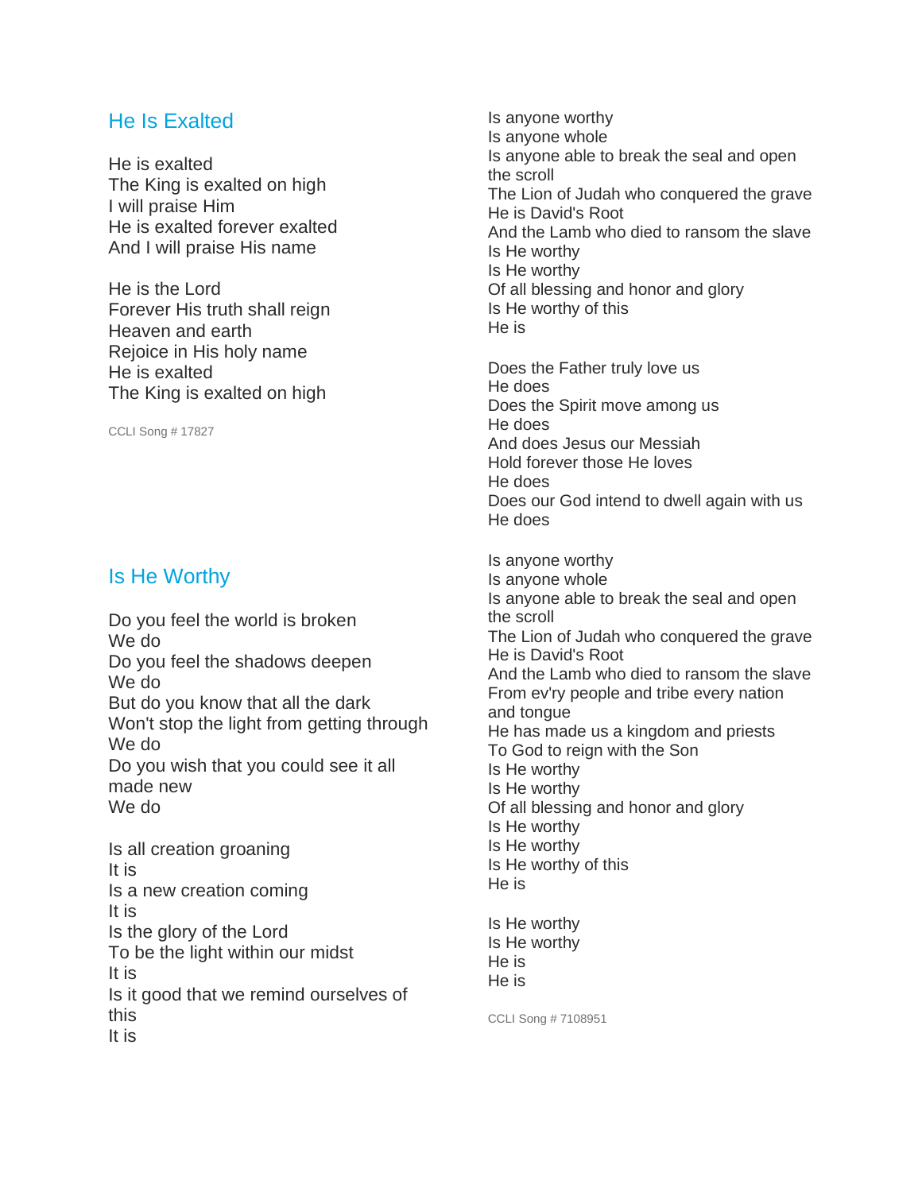## He Is Exalted

He is exalted  
The King is exalted on high  
I will praise Him  
He is exalted forever exalted  
And I will praise His name

He is the Lord  
Forever His truth shall reign  
Heaven and earth  
Rejoice in His holy name  
He is exalted  
The King is exalted on high

CCLI Song # 17827

## Is He Worthy

Do you feel the world is broken  
We do  
Do you feel the shadows deepen  
We do  
But do you know that all the dark  
Won't stop the light from getting through  
We do  
Do you wish that you could see it all made new  
We do

Is all creation groaning  
It is  
Is a new creation coming  
It is  
Is the glory of the Lord  
To be the light within our midst  
It is  
Is it good that we remind ourselves of this  
It is

Is anyone worthy  
Is anyone whole  
Is anyone able to break the seal and open the scroll  
The Lion of Judah who conquered the grave  
He is David's Root  
And the Lamb who died to ransom the slave  
Is He worthy  
Is He worthy  
Of all blessing and honor and glory  
Is He worthy of this  
He is

Does the Father truly love us  
He does  
Does the Spirit move among us  
He does  
And does Jesus our Messiah  
Hold forever those He loves  
He does  
Does our God intend to dwell again with us  
He does

Is anyone worthy  
Is anyone whole  
Is anyone able to break the seal and open the scroll  
The Lion of Judah who conquered the grave  
He is David's Root  
And the Lamb who died to ransom the slave  
From ev'ry people and tribe every nation and tongue  
He has made us a kingdom and priests  
To God to reign with the Son  
Is He worthy  
Is He worthy  
Of all blessing and honor and glory  
Is He worthy  
Is He worthy  
Is He worthy of this  
He is

Is He worthy  
Is He worthy  
He is  
He is

CCLI Song # 7108951